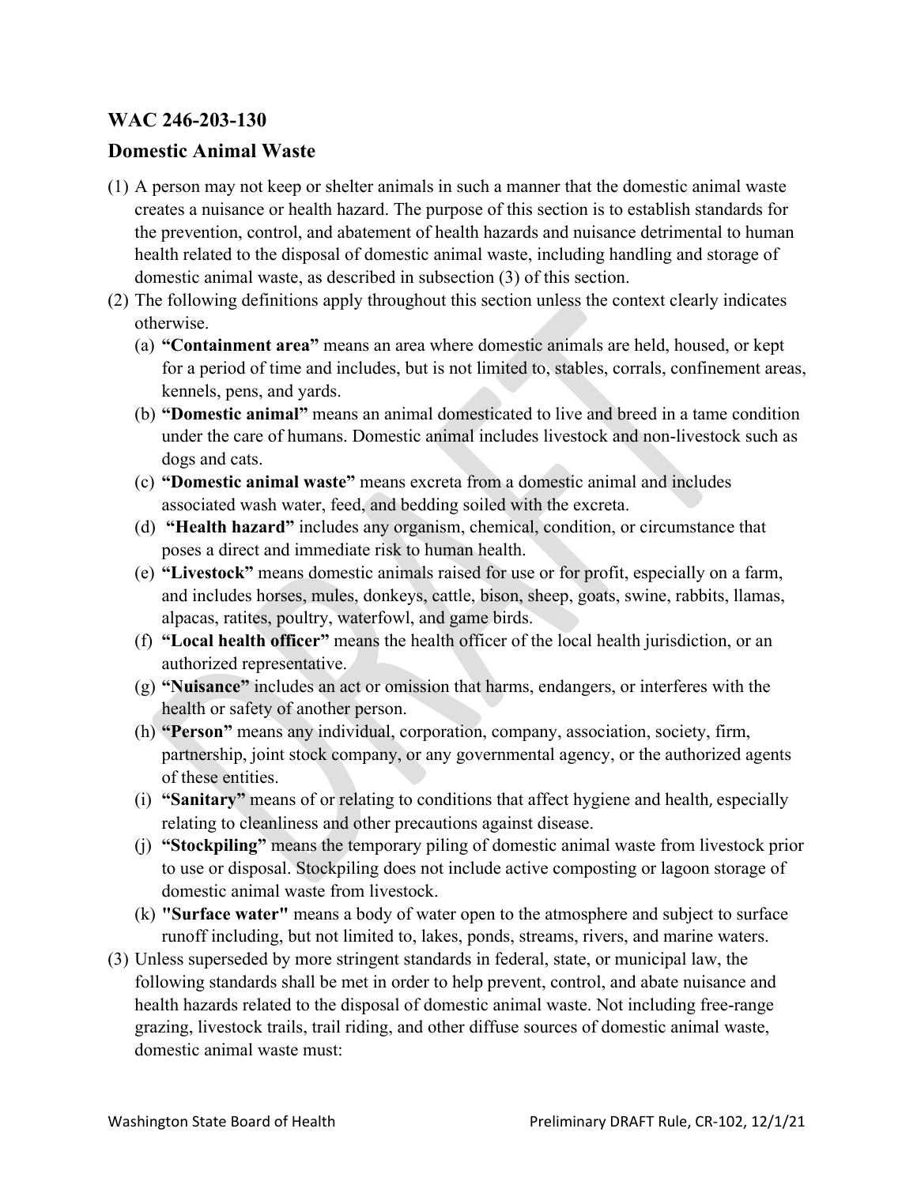## WAC 246-203-130

## Domestic Animal Waste

(1) A person may not keep or shelter animals in such a manner that the domestic animal waste creates a nuisance or health hazard. The purpose of this section is to establish standards for the prevention, control, and abatement of health hazards and nuisance detrimental to human health related to the disposal of domestic animal waste, including handling and storage of domestic animal waste, as described in subsection (3) of this section.

(2) The following definitions apply throughout this section unless the context clearly indicates otherwise.

   (a) **"Containment area"** means an area where domestic animals are held, housed, or kept for a period of time and includes, but is not limited to, stables, corrals, confinement areas, kennels, pens, and yards.

   (b) **"Domestic animal"** means an animal domesticated to live and breed in a tame condition under the care of humans. Domestic animal includes livestock and non-livestock such as dogs and cats.

   (c) **"Domestic animal waste"** means excreta from a domestic animal and includes associated wash water, feed, and bedding soiled with the excreta.

   (d) **"Health hazard"** includes any organism, chemical, condition, or circumstance that poses a direct and immediate risk to human health.

   (e) **"Livestock"** means domestic animals raised for use or for profit, especially on a farm, and includes horses, mules, donkeys, cattle, bison, sheep, goats, swine, rabbits, llamas, alpacas, ratites, poultry, waterfowl, and game birds.

   (f) **"Local health officer"** means the health officer of the local health jurisdiction, or an authorized representative.

   (g) **"Nuisance"** includes an act or omission that harms, endangers, or interferes with the health or safety of another person.

   (h) **"Person"** means any individual, corporation, company, association, society, firm, partnership, joint stock company, or any governmental agency, or the authorized agents of these entities.

   (i) **"Sanitary"** means of or relating to conditions that affect hygiene and health, especially relating to cleanliness and other precautions against disease.

   (j) **"Stockpiling"** means the temporary piling of domestic animal waste from livestock prior to use or disposal. Stockpiling does not include active composting or lagoon storage of domestic animal waste from livestock.

   (k) **"Surface water"** means a body of water open to the atmosphere and subject to surface runoff including, but not limited to, lakes, ponds, streams, rivers, and marine waters.

(3) Unless superseded by more stringent standards in federal, state, or municipal law, the following standards shall be met in order to help prevent, control, and abate nuisance and health hazards related to the disposal of domestic animal waste. Not including free-range grazing, livestock trails, trail riding, and other diffuse sources of domestic animal waste, domestic animal waste must: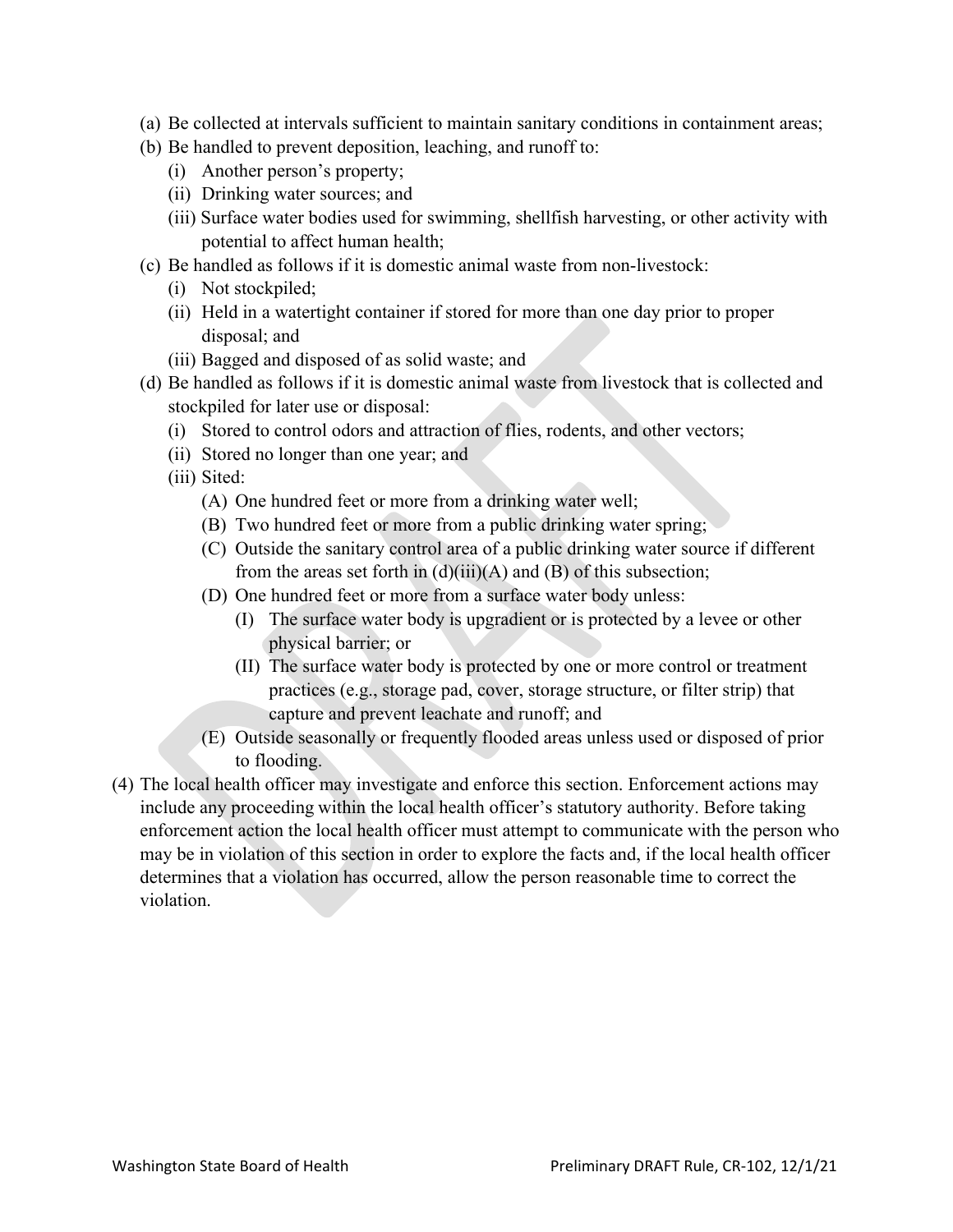(a) Be collected at intervals sufficient to maintain sanitary conditions in containment areas;

(b) Be handled to prevent deposition, leaching, and runoff to:

  (i) Another person's property;

  (ii) Drinking water sources; and

  (iii) Surface water bodies used for swimming, shellfish harvesting, or other activity with potential to affect human health;

(c) Be handled as follows if it is domestic animal waste from non-livestock:

  (i) Not stockpiled;

  (ii) Held in a watertight container if stored for more than one day prior to proper disposal; and

  (iii) Bagged and disposed of as solid waste; and

(d) Be handled as follows if it is domestic animal waste from livestock that is collected and stockpiled for later use or disposal:

  (i) Stored to control odors and attraction of flies, rodents, and other vectors;

  (ii) Stored no longer than one year; and

  (iii) Sited:

    (A) One hundred feet or more from a drinking water well;

    (B) Two hundred feet or more from a public drinking water spring;

    (C) Outside the sanitary control area of a public drinking water source if different from the areas set forth in (d)(iii)(A) and (B) of this subsection;

    (D) One hundred feet or more from a surface water body unless:

      (I) The surface water body is upgradient or is protected by a levee or other physical barrier; or

      (II) The surface water body is protected by one or more control or treatment practices (e.g., storage pad, cover, storage structure, or filter strip) that capture and prevent leachate and runoff; and

    (E) Outside seasonally or frequently flooded areas unless used or disposed of prior to flooding.

(4) The local health officer may investigate and enforce this section. Enforcement actions may include any proceeding within the local health officer's statutory authority. Before taking enforcement action the local health officer must attempt to communicate with the person who may be in violation of this section in order to explore the facts and, if the local health officer determines that a violation has occurred, allow the person reasonable time to correct the violation.